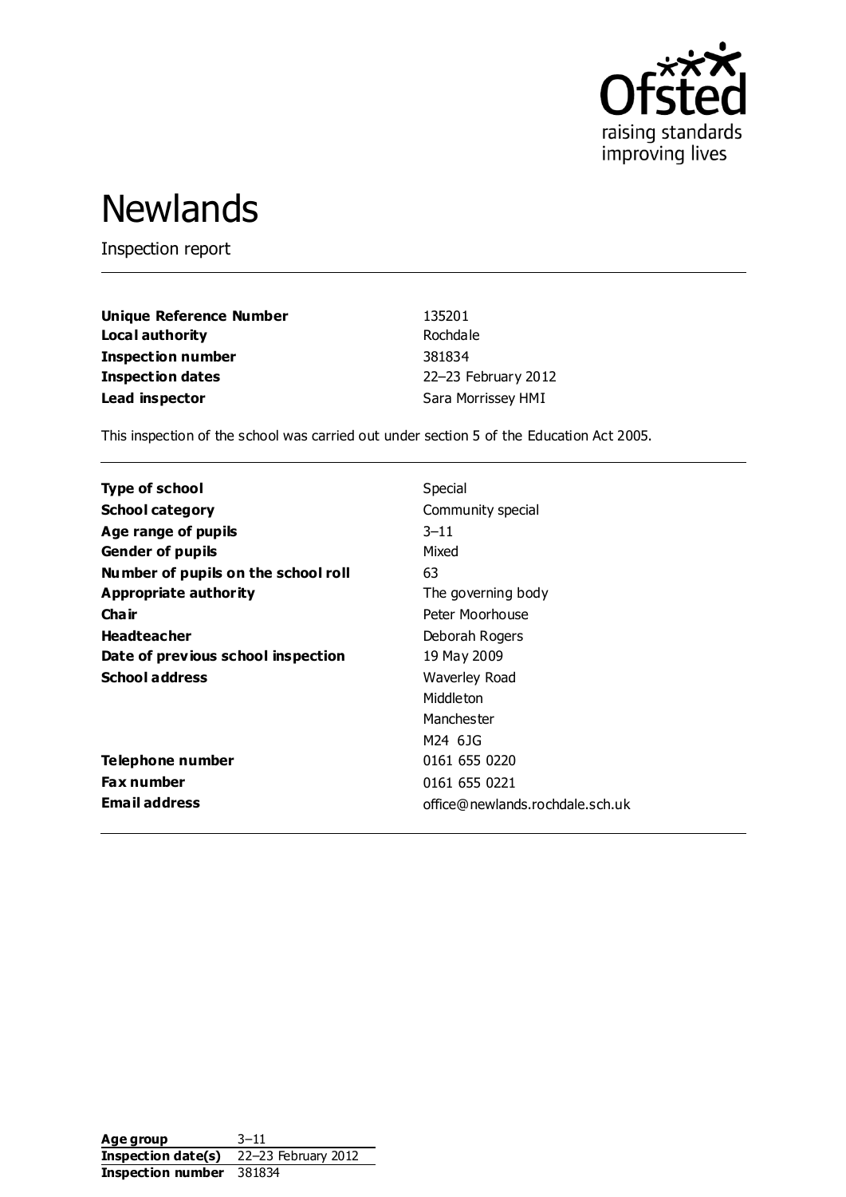# Newlands

Inspection report

| | |
|---|---|
| **Unique Reference Number** | 135201 |
| **Local authority** | Rochdale |
| **Inspection number** | 381834 |
| **Inspection dates** | 22–23 February 2012 |
| **Lead inspector** | Sara Morrissey HMI |

This inspection of the school was carried out under section 5 of the Education Act 2005.

| | |
|---|---|
| **Type of school** | Special |
| **School category** | Community special |
| **Age range of pupils** | 3–11 |
| **Gender of pupils** | Mixed |
| **Number of pupils on the school roll** | 63 |
| **Appropriate authority** | The governing body |
| **Chair** | Peter Moorhouse |
| **Headteacher** | Deborah Rogers |
| **Date of previous school inspection** | 19 May 2009 |
| **School address** | Waverley Road<br>Middleton<br>Manchester<br>M24 6JG |
| **Telephone number** | 0161 655 0220 |
| **Fax number** | 0161 655 0221 |
| **Email address** | office@newlands.rochdale.sch.uk |

| | |
|---|---|
| **Age group** | 3–11 |
| **Inspection date(s)** | 22–23 February 2012 |
| **Inspection number** | 381834 |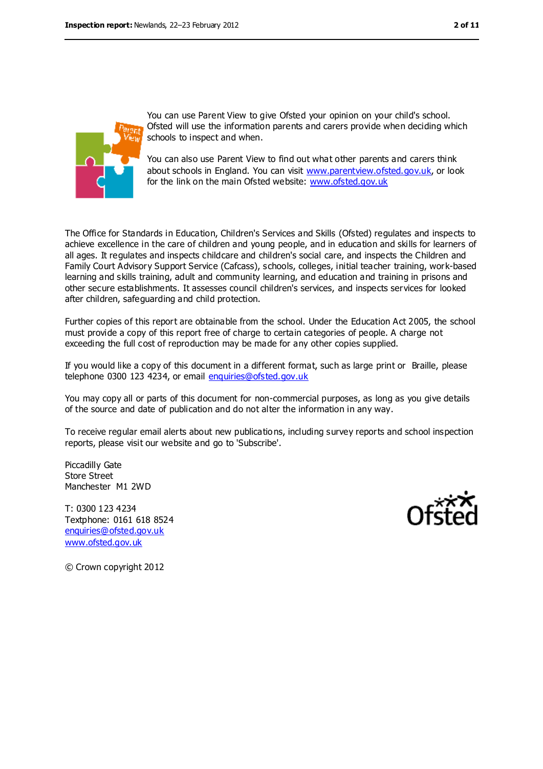You can use Parent View to give Ofsted your opinion on your child's school. Ofsted will use the information parents and carers provide when deciding which schools to inspect and when.

You can also use Parent View to find out what other parents and carers think about schools in England. You can visit www.parentview.ofsted.gov.uk, or look for the link on the main Ofsted website: www.ofsted.gov.uk

The Office for Standards in Education, Children's Services and Skills (Ofsted) regulates and inspects to achieve excellence in the care of children and young people, and in education and skills for learners of all ages. It regulates and inspects childcare and children's social care, and inspects the Children and Family Court Advisory Support Service (Cafcass), schools, colleges, initial teacher training, work-based learning and skills training, adult and community learning, and education and training in prisons and other secure establishments. It assesses council children's services, and inspects services for looked after children, safeguarding and child protection.

Further copies of this report are obtainable from the school. Under the Education Act 2005, the school must provide a copy of this report free of charge to certain categories of people. A charge not exceeding the full cost of reproduction may be made for any other copies supplied.

If you would like a copy of this document in a different format, such as large print or Braille, please telephone 0300 123 4234, or email enquiries@ofsted.gov.uk

You may copy all or parts of this document for non-commercial purposes, as long as you give details of the source and date of publication and do not alter the information in any way.

To receive regular email alerts about new publications, including survey reports and school inspection reports, please visit our website and go to 'Subscribe'.

Piccadilly Gate
Store Street
Manchester M1 2WD

T: 0300 123 4234
Textphone: 0161 618 8524
enquiries@ofsted.gov.uk
www.ofsted.gov.uk

© Crown copyright 2012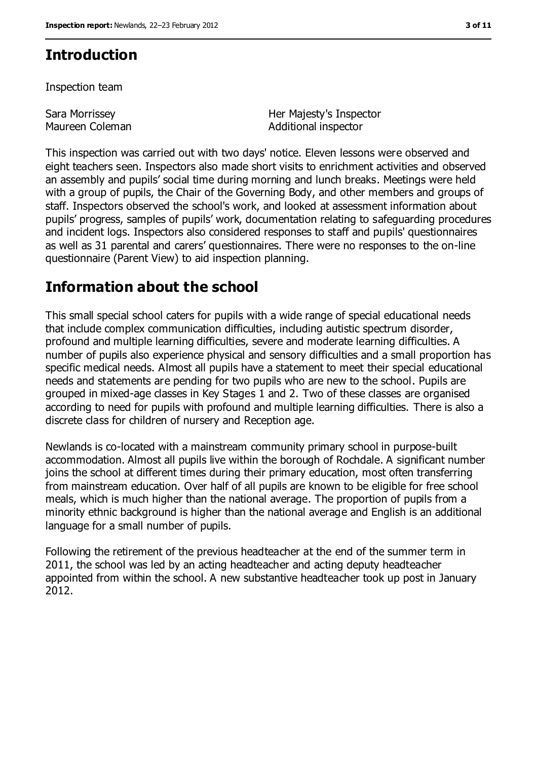# Introduction

Inspection team

| | |
|---|---|
| Sara Morrissey | Her Majesty's Inspector |
| Maureen Coleman | Additional inspector |

This inspection was carried out with two days' notice. Eleven lessons were observed and eight teachers seen. Inspectors also made short visits to enrichment activities and observed an assembly and pupils' social time during morning and lunch breaks. Meetings were held with a group of pupils, the Chair of the Governing Body, and other members and groups of staff. Inspectors observed the school's work, and looked at assessment information about pupils' progress, samples of pupils' work, documentation relating to safeguarding procedures and incident logs. Inspectors also considered responses to staff and pupils' questionnaires as well as 31 parental and carers' questionnaires. There were no responses to the on-line questionnaire (Parent View) to aid inspection planning.

# Information about the school

This small special school caters for pupils with a wide range of special educational needs that include complex communication difficulties, including autistic spectrum disorder, profound and multiple learning difficulties, severe and moderate learning difficulties. A number of pupils also experience physical and sensory difficulties and a small proportion has specific medical needs. Almost all pupils have a statement to meet their special educational needs and statements are pending for two pupils who are new to the school. Pupils are grouped in mixed-age classes in Key Stages 1 and 2. Two of these classes are organised according to need for pupils with profound and multiple learning difficulties. There is also a discrete class for children of nursery and Reception age.

Newlands is co-located with a mainstream community primary school in purpose-built accommodation. Almost all pupils live within the borough of Rochdale. A significant number joins the school at different times during their primary education, most often transferring from mainstream education. Over half of all pupils are known to be eligible for free school meals, which is much higher than the national average. The proportion of pupils from a minority ethnic background is higher than the national average and English is an additional language for a small number of pupils.

Following the retirement of the previous headteacher at the end of the summer term in 2011, the school was led by an acting headteacher and acting deputy headteacher appointed from within the school. A new substantive headteacher took up post in January 2012.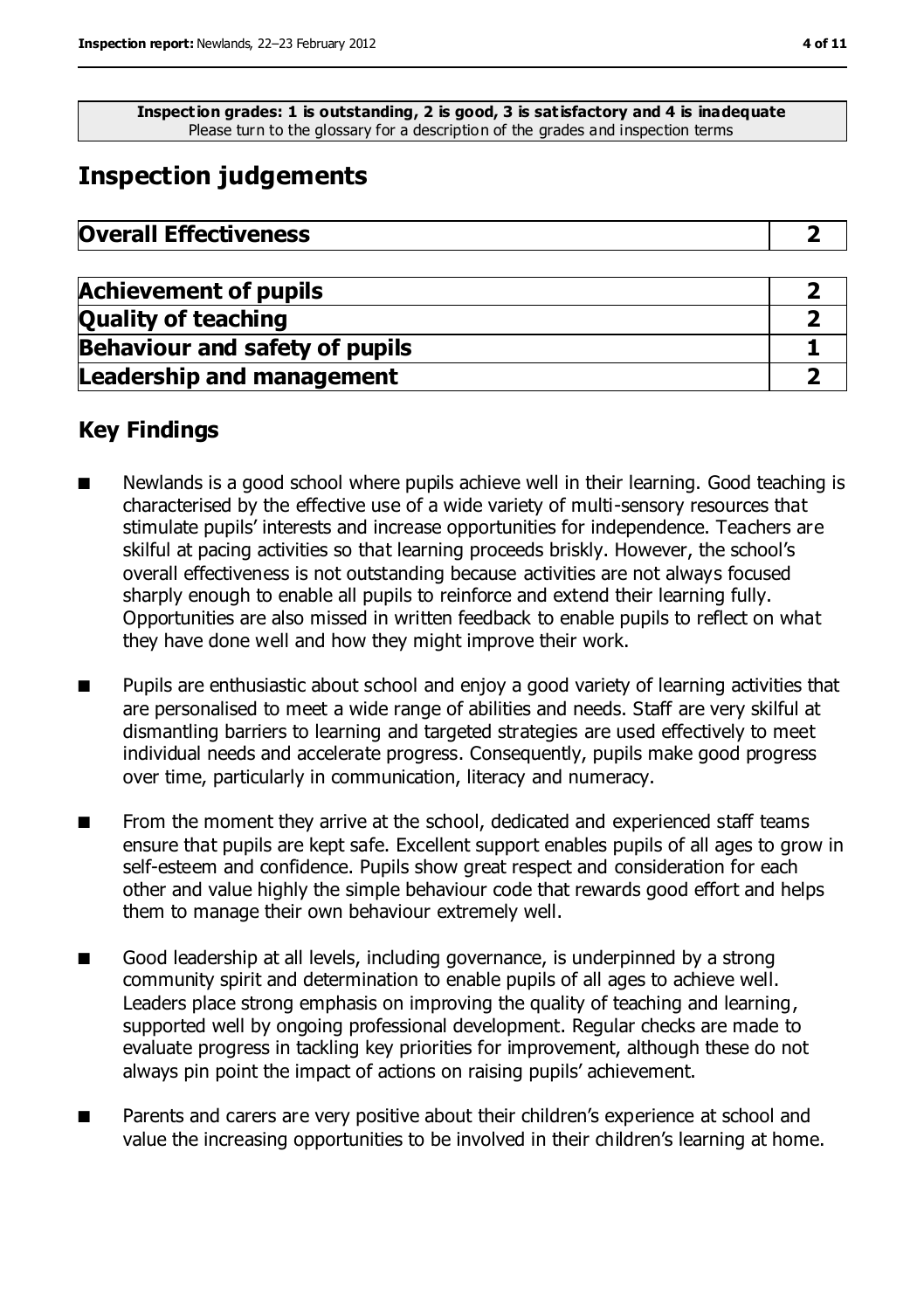**Inspection grades: 1 is outstanding, 2 is good, 3 is satisfactory and 4 is inadequate**
Please turn to the glossary for a description of the grades and inspection terms

## Inspection judgements

| **Overall Effectiveness** | **2** |
|---|---|

| | |
|---|---|
| **Achievement of pupils** | **2** |
| **Quality of teaching** | **2** |
| **Behaviour and safety of pupils** | **1** |
| **Leadership and management** | **2** |

### Key Findings

- Newlands is a good school where pupils achieve well in their learning. Good teaching is characterised by the effective use of a wide variety of multi-sensory resources that stimulate pupils' interests and increase opportunities for independence. Teachers are skilful at pacing activities so that learning proceeds briskly. However, the school's overall effectiveness is not outstanding because activities are not always focused sharply enough to enable all pupils to reinforce and extend their learning fully. Opportunities are also missed in written feedback to enable pupils to reflect on what they have done well and how they might improve their work.
- Pupils are enthusiastic about school and enjoy a good variety of learning activities that are personalised to meet a wide range of abilities and needs. Staff are very skilful at dismantling barriers to learning and targeted strategies are used effectively to meet individual needs and accelerate progress. Consequently, pupils make good progress over time, particularly in communication, literacy and numeracy.
- From the moment they arrive at the school, dedicated and experienced staff teams ensure that pupils are kept safe. Excellent support enables pupils of all ages to grow in self-esteem and confidence. Pupils show great respect and consideration for each other and value highly the simple behaviour code that rewards good effort and helps them to manage their own behaviour extremely well.
- Good leadership at all levels, including governance, is underpinned by a strong community spirit and determination to enable pupils of all ages to achieve well. Leaders place strong emphasis on improving the quality of teaching and learning, supported well by ongoing professional development. Regular checks are made to evaluate progress in tackling key priorities for improvement, although these do not always pin point the impact of actions on raising pupils' achievement.
- Parents and carers are very positive about their children's experience at school and value the increasing opportunities to be involved in their children's learning at home.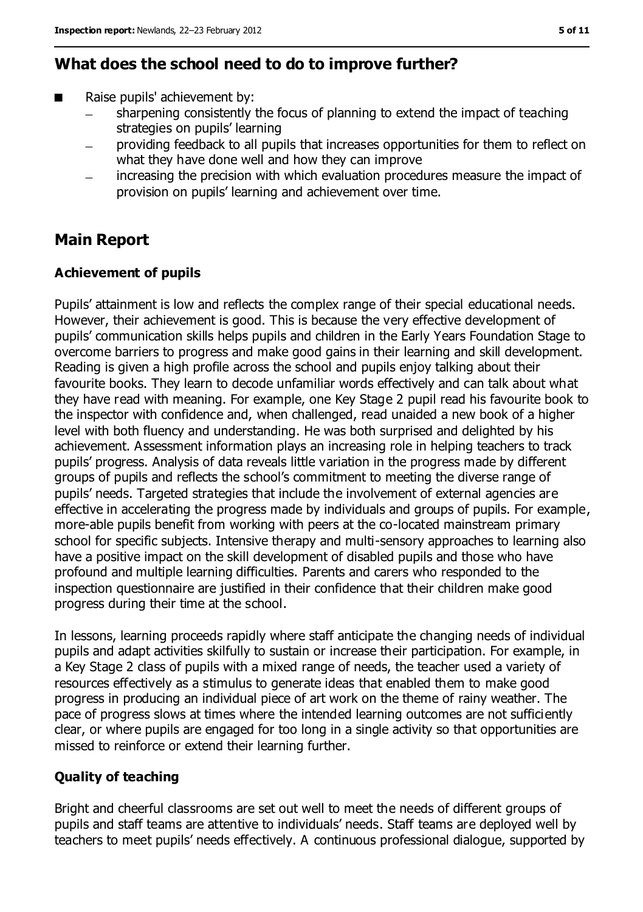## What does the school need to do to improve further?

- Raise pupils' achievement by:
  - sharpening consistently the focus of planning to extend the impact of teaching strategies on pupils' learning
  - providing feedback to all pupils that increases opportunities for them to reflect on what they have done well and how they can improve
  - increasing the precision with which evaluation procedures measure the impact of provision on pupils' learning and achievement over time.

## Main Report

### Achievement of pupils

Pupils' attainment is low and reflects the complex range of their special educational needs. However, their achievement is good. This is because the very effective development of pupils' communication skills helps pupils and children in the Early Years Foundation Stage to overcome barriers to progress and make good gains in their learning and skill development. Reading is given a high profile across the school and pupils enjoy talking about their favourite books. They learn to decode unfamiliar words effectively and can talk about what they have read with meaning. For example, one Key Stage 2 pupil read his favourite book to the inspector with confidence and, when challenged, read unaided a new book of a higher level with both fluency and understanding. He was both surprised and delighted by his achievement. Assessment information plays an increasing role in helping teachers to track pupils' progress. Analysis of data reveals little variation in the progress made by different groups of pupils and reflects the school's commitment to meeting the diverse range of pupils' needs. Targeted strategies that include the involvement of external agencies are effective in accelerating the progress made by individuals and groups of pupils. For example, more-able pupils benefit from working with peers at the co-located mainstream primary school for specific subjects. Intensive therapy and multi-sensory approaches to learning also have a positive impact on the skill development of disabled pupils and those who have profound and multiple learning difficulties. Parents and carers who responded to the inspection questionnaire are justified in their confidence that their children make good progress during their time at the school.

In lessons, learning proceeds rapidly where staff anticipate the changing needs of individual pupils and adapt activities skilfully to sustain or increase their participation. For example, in a Key Stage 2 class of pupils with a mixed range of needs, the teacher used a variety of resources effectively as a stimulus to generate ideas that enabled them to make good progress in producing an individual piece of art work on the theme of rainy weather. The pace of progress slows at times where the intended learning outcomes are not sufficiently clear, or where pupils are engaged for too long in a single activity so that opportunities are missed to reinforce or extend their learning further.

### Quality of teaching

Bright and cheerful classrooms are set out well to meet the needs of different groups of pupils and staff teams are attentive to individuals' needs. Staff teams are deployed well by teachers to meet pupils' needs effectively. A continuous professional dialogue, supported by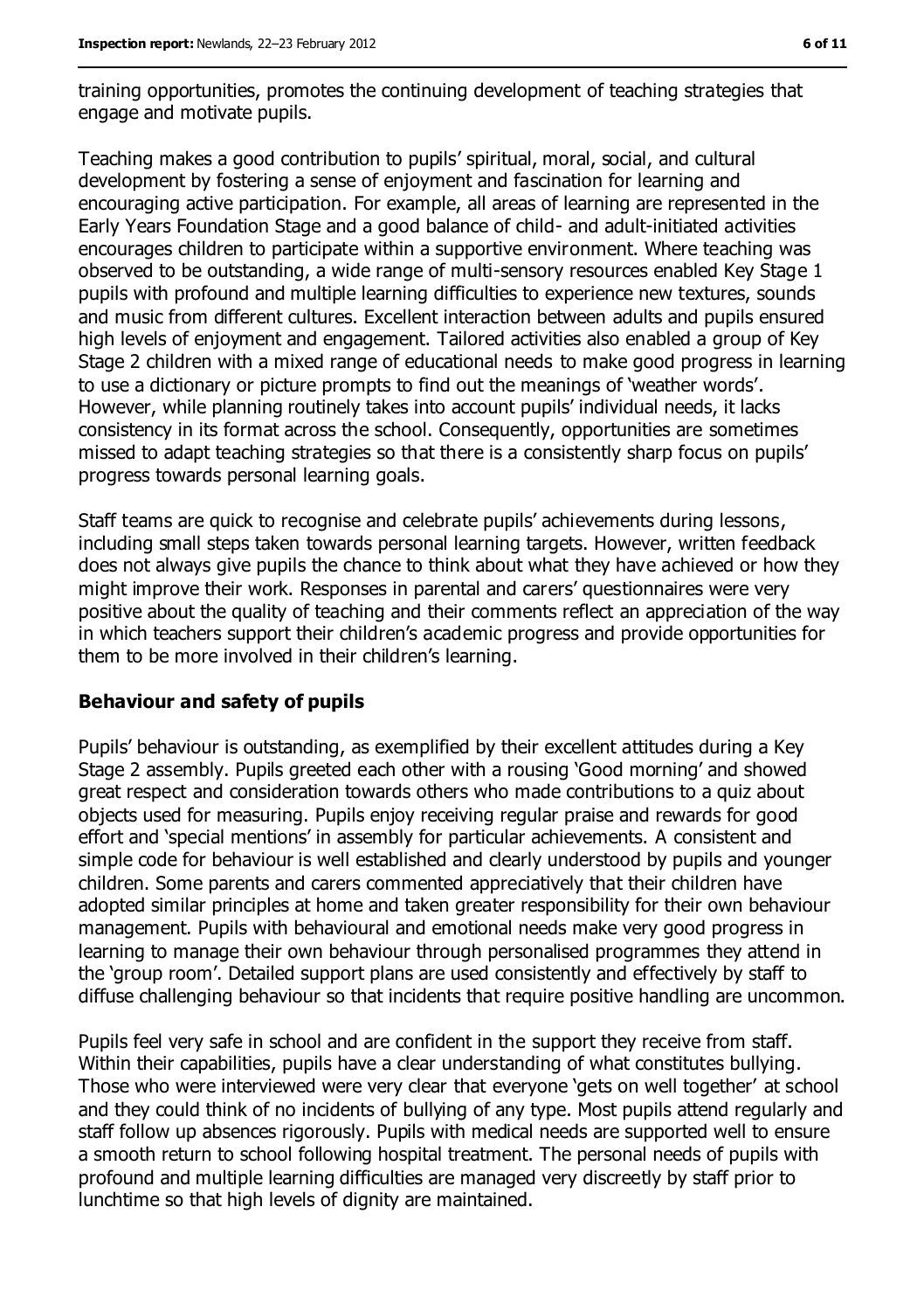training opportunities, promotes the continuing development of teaching strategies that engage and motivate pupils.

Teaching makes a good contribution to pupils' spiritual, moral, social, and cultural development by fostering a sense of enjoyment and fascination for learning and encouraging active participation. For example, all areas of learning are represented in the Early Years Foundation Stage and a good balance of child- and adult-initiated activities encourages children to participate within a supportive environment. Where teaching was observed to be outstanding, a wide range of multi-sensory resources enabled Key Stage 1 pupils with profound and multiple learning difficulties to experience new textures, sounds and music from different cultures. Excellent interaction between adults and pupils ensured high levels of enjoyment and engagement. Tailored activities also enabled a group of Key Stage 2 children with a mixed range of educational needs to make good progress in learning to use a dictionary or picture prompts to find out the meanings of 'weather words'. However, while planning routinely takes into account pupils' individual needs, it lacks consistency in its format across the school. Consequently, opportunities are sometimes missed to adapt teaching strategies so that there is a consistently sharp focus on pupils' progress towards personal learning goals.

Staff teams are quick to recognise and celebrate pupils' achievements during lessons, including small steps taken towards personal learning targets. However, written feedback does not always give pupils the chance to think about what they have achieved or how they might improve their work. Responses in parental and carers' questionnaires were very positive about the quality of teaching and their comments reflect an appreciation of the way in which teachers support their children's academic progress and provide opportunities for them to be more involved in their children's learning.

### Behaviour and safety of pupils

Pupils' behaviour is outstanding, as exemplified by their excellent attitudes during a Key Stage 2 assembly. Pupils greeted each other with a rousing 'Good morning' and showed great respect and consideration towards others who made contributions to a quiz about objects used for measuring. Pupils enjoy receiving regular praise and rewards for good effort and 'special mentions' in assembly for particular achievements. A consistent and simple code for behaviour is well established and clearly understood by pupils and younger children. Some parents and carers commented appreciatively that their children have adopted similar principles at home and taken greater responsibility for their own behaviour management. Pupils with behavioural and emotional needs make very good progress in learning to manage their own behaviour through personalised programmes they attend in the 'group room'. Detailed support plans are used consistently and effectively by staff to diffuse challenging behaviour so that incidents that require positive handling are uncommon.

Pupils feel very safe in school and are confident in the support they receive from staff. Within their capabilities, pupils have a clear understanding of what constitutes bullying. Those who were interviewed were very clear that everyone 'gets on well together' at school and they could think of no incidents of bullying of any type. Most pupils attend regularly and staff follow up absences rigorously. Pupils with medical needs are supported well to ensure a smooth return to school following hospital treatment. The personal needs of pupils with profound and multiple learning difficulties are managed very discreetly by staff prior to lunchtime so that high levels of dignity are maintained.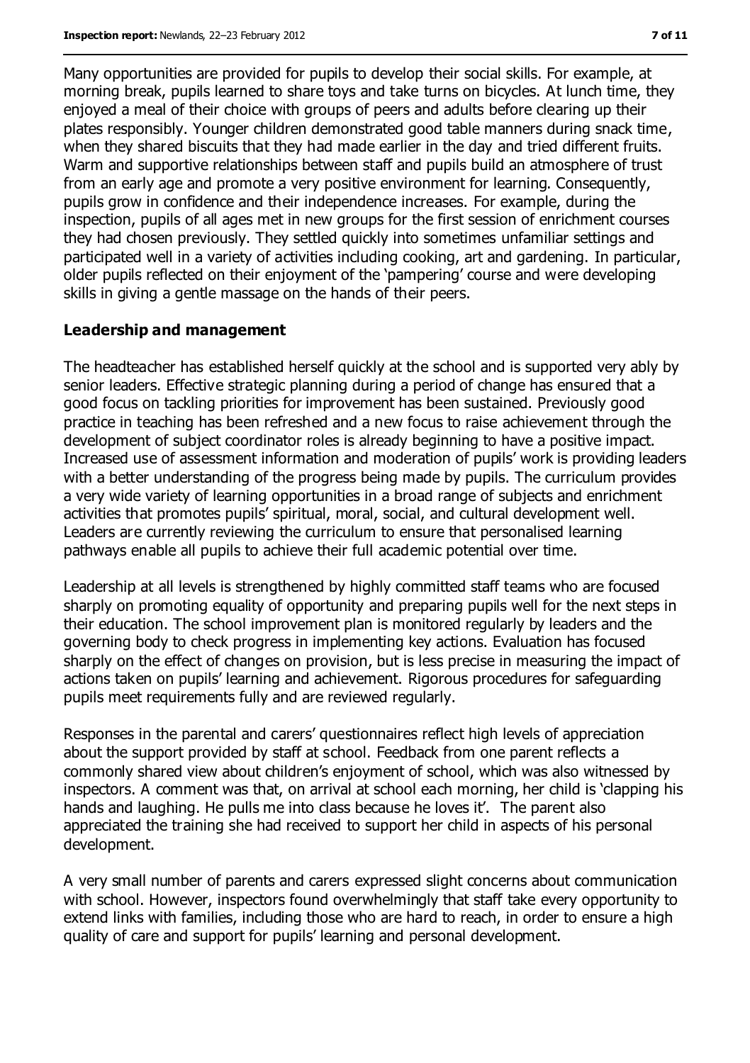Many opportunities are provided for pupils to develop their social skills. For example, at morning break, pupils learned to share toys and take turns on bicycles. At lunch time, they enjoyed a meal of their choice with groups of peers and adults before clearing up their plates responsibly. Younger children demonstrated good table manners during snack time, when they shared biscuits that they had made earlier in the day and tried different fruits. Warm and supportive relationships between staff and pupils build an atmosphere of trust from an early age and promote a very positive environment for learning. Consequently, pupils grow in confidence and their independence increases. For example, during the inspection, pupils of all ages met in new groups for the first session of enrichment courses they had chosen previously. They settled quickly into sometimes unfamiliar settings and participated well in a variety of activities including cooking, art and gardening. In particular, older pupils reflected on their enjoyment of the 'pampering' course and were developing skills in giving a gentle massage on the hands of their peers.

### Leadership and management

The headteacher has established herself quickly at the school and is supported very ably by senior leaders. Effective strategic planning during a period of change has ensured that a good focus on tackling priorities for improvement has been sustained. Previously good practice in teaching has been refreshed and a new focus to raise achievement through the development of subject coordinator roles is already beginning to have a positive impact. Increased use of assessment information and moderation of pupils' work is providing leaders with a better understanding of the progress being made by pupils. The curriculum provides a very wide variety of learning opportunities in a broad range of subjects and enrichment activities that promotes pupils' spiritual, moral, social, and cultural development well. Leaders are currently reviewing the curriculum to ensure that personalised learning pathways enable all pupils to achieve their full academic potential over time.

Leadership at all levels is strengthened by highly committed staff teams who are focused sharply on promoting equality of opportunity and preparing pupils well for the next steps in their education. The school improvement plan is monitored regularly by leaders and the governing body to check progress in implementing key actions. Evaluation has focused sharply on the effect of changes on provision, but is less precise in measuring the impact of actions taken on pupils' learning and achievement. Rigorous procedures for safeguarding pupils meet requirements fully and are reviewed regularly.

Responses in the parental and carers' questionnaires reflect high levels of appreciation about the support provided by staff at school. Feedback from one parent reflects a commonly shared view about children's enjoyment of school, which was also witnessed by inspectors. A comment was that, on arrival at school each morning, her child is 'clapping his hands and laughing. He pulls me into class because he loves it'. The parent also appreciated the training she had received to support her child in aspects of his personal development.

A very small number of parents and carers expressed slight concerns about communication with school. However, inspectors found overwhelmingly that staff take every opportunity to extend links with families, including those who are hard to reach, in order to ensure a high quality of care and support for pupils' learning and personal development.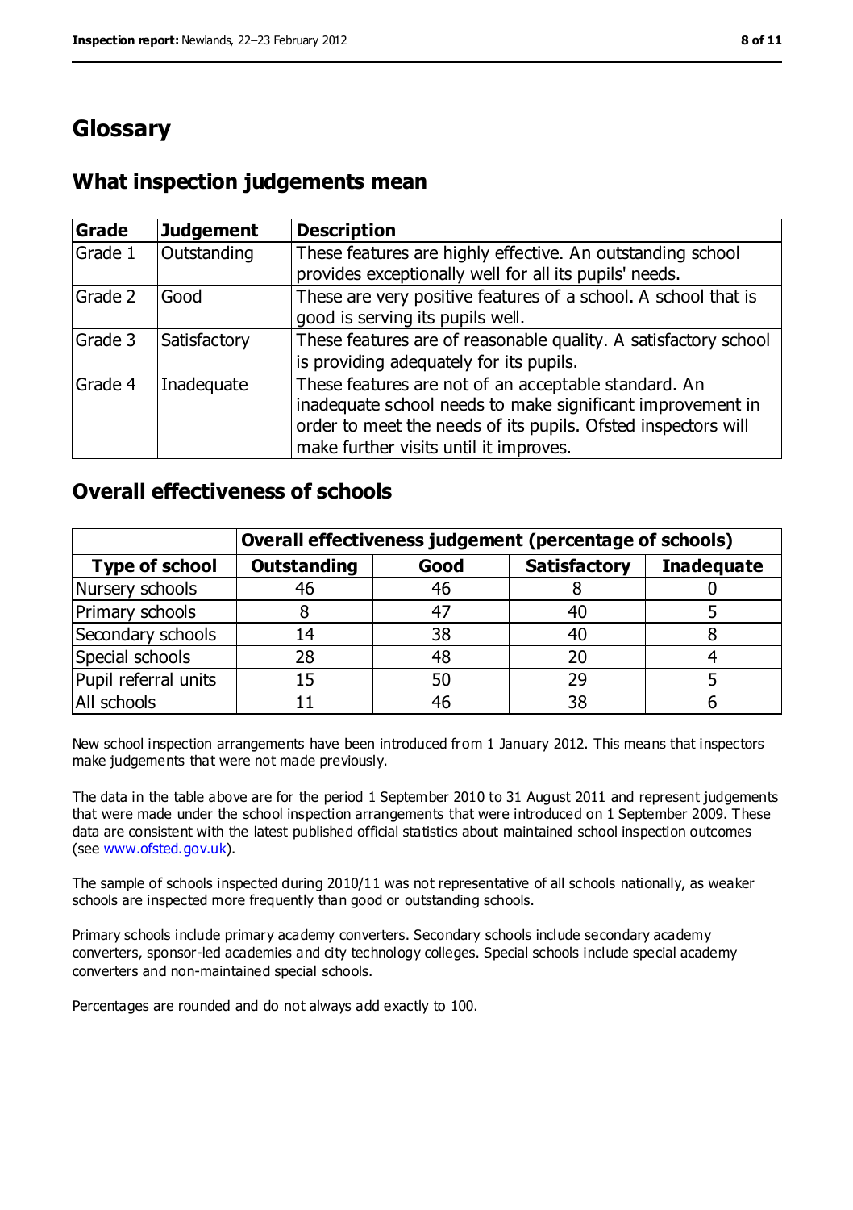# Glossary

## What inspection judgements mean

| Grade | Judgement | Description |
|---|---|---|
| Grade 1 | Outstanding | These features are highly effective. An outstanding school provides exceptionally well for all its pupils' needs. |
| Grade 2 | Good | These are very positive features of a school. A school that is good is serving its pupils well. |
| Grade 3 | Satisfactory | These features are of reasonable quality. A satisfactory school is providing adequately for its pupils. |
| Grade 4 | Inadequate | These features are not of an acceptable standard. An inadequate school needs to make significant improvement in order to meet the needs of its pupils. Ofsted inspectors will make further visits until it improves. |

## Overall effectiveness of schools

| | Overall effectiveness judgement (percentage of schools) | | | |
|---|---|---|---|---|
| **Type of school** | **Outstanding** | **Good** | **Satisfactory** | **Inadequate** |
| Nursery schools | 46 | 46 | 8 | 0 |
| Primary schools | 8 | 47 | 40 | 5 |
| Secondary schools | 14 | 38 | 40 | 8 |
| Special schools | 28 | 48 | 20 | 4 |
| Pupil referral units | 15 | 50 | 29 | 5 |
| All schools | 11 | 46 | 38 | 6 |

New school inspection arrangements have been introduced from 1 January 2012. This means that inspectors make judgements that were not made previously.

The data in the table above are for the period 1 September 2010 to 31 August 2011 and represent judgements that were made under the school inspection arrangements that were introduced on 1 September 2009. These data are consistent with the latest published official statistics about maintained school inspection outcomes (see www.ofsted.gov.uk).

The sample of schools inspected during 2010/11 was not representative of all schools nationally, as weaker schools are inspected more frequently than good or outstanding schools.

Primary schools include primary academy converters. Secondary schools include secondary academy converters, sponsor-led academies and city technology colleges. Special schools include special academy converters and non-maintained special schools.

Percentages are rounded and do not always add exactly to 100.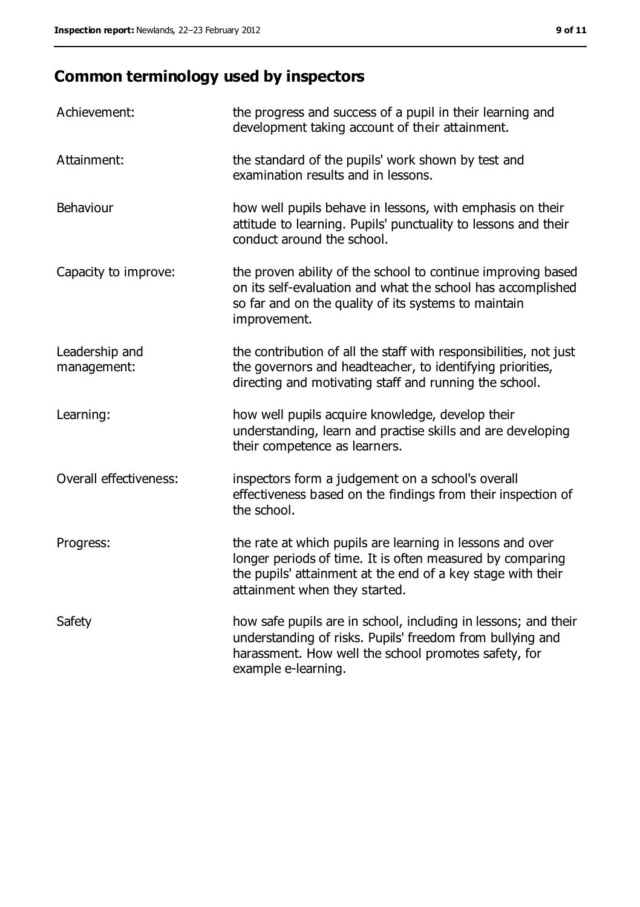## Common terminology used by inspectors

| | |
|---|---|
| Achievement: | the progress and success of a pupil in their learning and development taking account of their attainment. |
| Attainment: | the standard of the pupils' work shown by test and examination results and in lessons. |
| Behaviour | how well pupils behave in lessons, with emphasis on their attitude to learning. Pupils' punctuality to lessons and their conduct around the school. |
| Capacity to improve: | the proven ability of the school to continue improving based on its self-evaluation and what the school has accomplished so far and on the quality of its systems to maintain improvement. |
| Leadership and management: | the contribution of all the staff with responsibilities, not just the governors and headteacher, to identifying priorities, directing and motivating staff and running the school. |
| Learning: | how well pupils acquire knowledge, develop their understanding, learn and practise skills and are developing their competence as learners. |
| Overall effectiveness: | inspectors form a judgement on a school's overall effectiveness based on the findings from their inspection of the school. |
| Progress: | the rate at which pupils are learning in lessons and over longer periods of time. It is often measured by comparing the pupils' attainment at the end of a key stage with their attainment when they started. |
| Safety | how safe pupils are in school, including in lessons; and their understanding of risks. Pupils' freedom from bullying and harassment. How well the school promotes safety, for example e-learning. |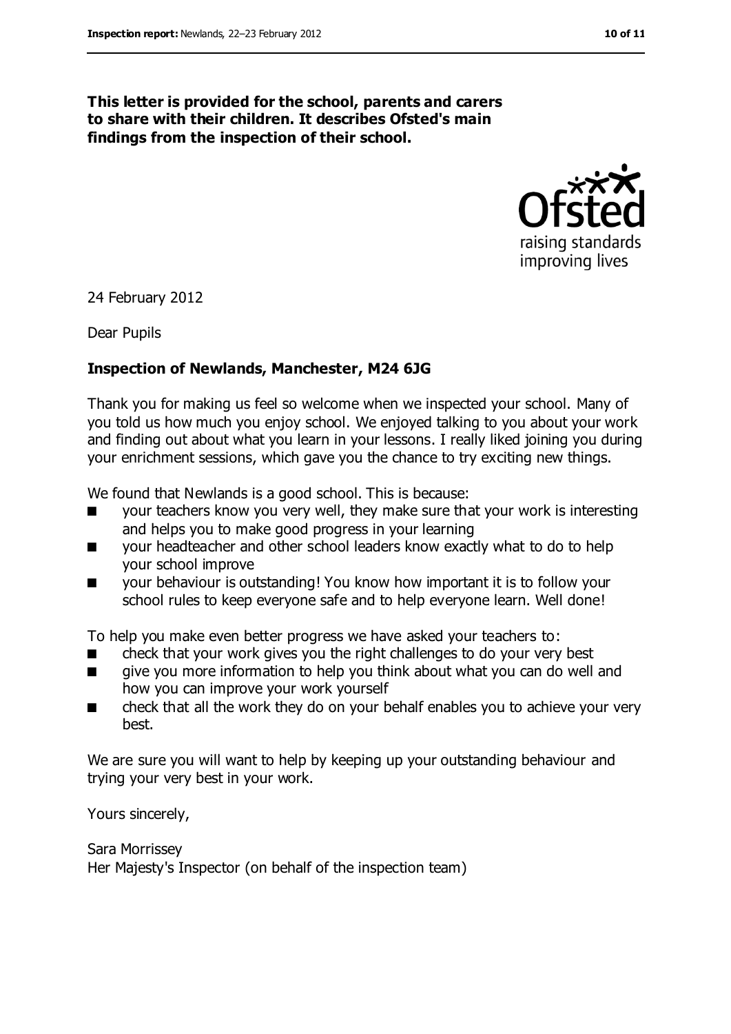**This letter is provided for the school, parents and carers to share with their children. It describes Ofsted's main findings from the inspection of their school.**

24 February 2012

Dear Pupils

**Inspection of Newlands, Manchester, M24 6JG**

Thank you for making us feel so welcome when we inspected your school. Many of you told us how much you enjoy school. We enjoyed talking to you about your work and finding out about what you learn in your lessons. I really liked joining you during your enrichment sessions, which gave you the chance to try exciting new things.

We found that Newlands is a good school. This is because:

- your teachers know you very well, they make sure that your work is interesting and helps you to make good progress in your learning
- your headteacher and other school leaders know exactly what to do to help your school improve
- your behaviour is outstanding! You know how important it is to follow your school rules to keep everyone safe and to help everyone learn. Well done!

To help you make even better progress we have asked your teachers to:

- check that your work gives you the right challenges to do your very best
- give you more information to help you think about what you can do well and how you can improve your work yourself
- check that all the work they do on your behalf enables you to achieve your very best.

We are sure you will want to help by keeping up your outstanding behaviour and trying your very best in your work.

Yours sincerely,

Sara Morrissey
Her Majesty's Inspector (on behalf of the inspection team)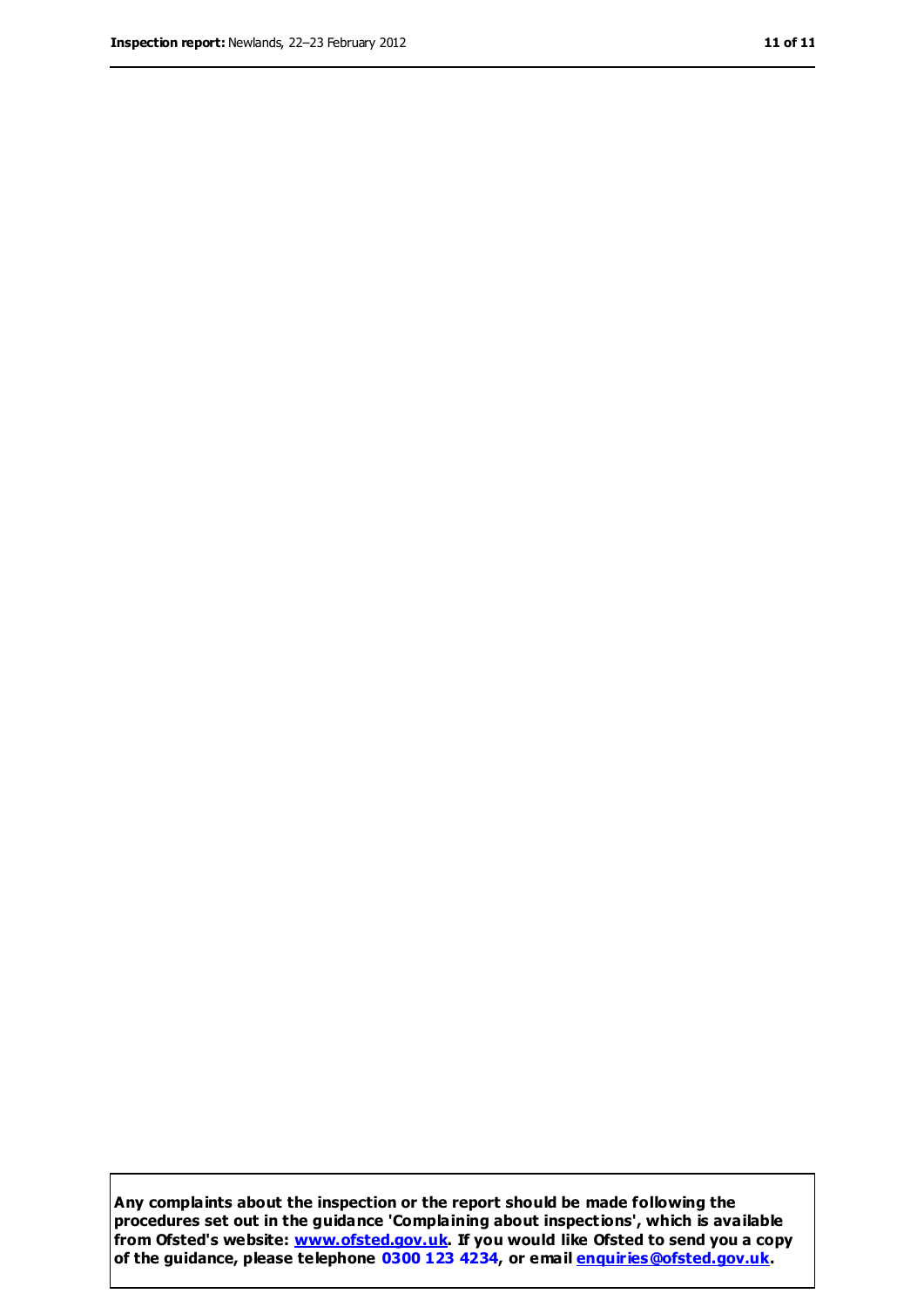**Any complaints about the inspection or the report should be made following the procedures set out in the guidance 'Complaining about inspections', which is available from Ofsted's website: www.ofsted.gov.uk. If you would like Ofsted to send you a copy of the guidance, please telephone 0300 123 4234, or email enquiries@ofsted.gov.uk.**